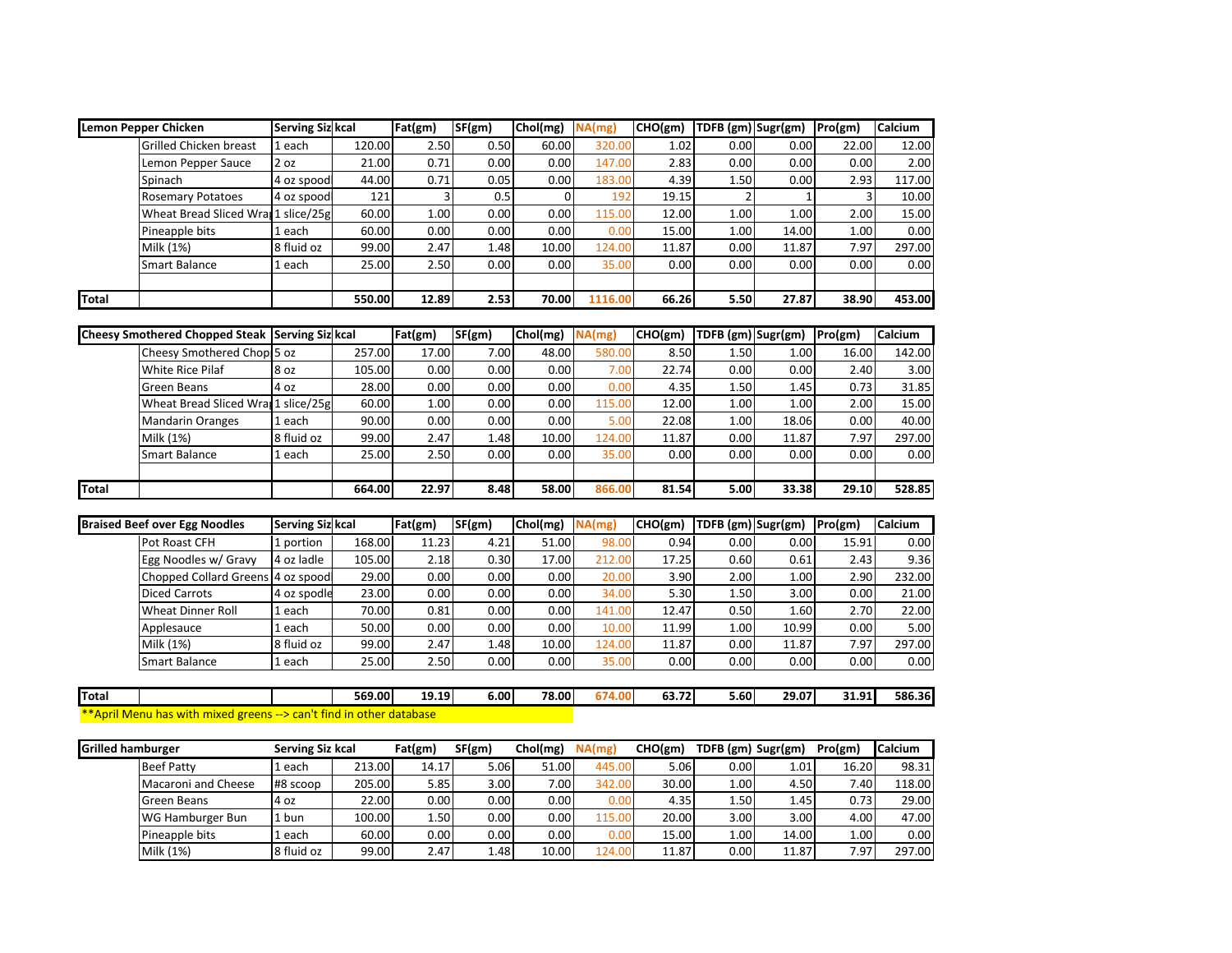| Lemon Pepper Chicken | | Serving Siz | kcal | Fat(gm) | SF(gm) | Chol(mg) | NA(mg) | CHO(gm) | TDFB (gm) | Sugr(gm) | Pro(gm) | Calcium |
|---|---|---|---|---|---|---|---|---|---|---|---|---|
| | Grilled Chicken breast | 1 each | 120.00 | 2.50 | 0.50 | 60.00 | 320.00 | 1.02 | 0.00 | 0.00 | 22.00 | 12.00 |
| | Lemon Pepper Sauce | 2 oz | 21.00 | 0.71 | 0.00 | 0.00 | 147.00 | 2.83 | 0.00 | 0.00 | 0.00 | 2.00 |
| | Spinach | 4 oz spood | 44.00 | 0.71 | 0.05 | 0.00 | 183.00 | 4.39 | 1.50 | 0.00 | 2.93 | 117.00 |
| | Rosemary Potatoes | 4 oz spood | 121 | 3 | 0.5 | 0 | 192 | 19.15 | 2 | 1 | 3 | 10.00 |
| | Wheat Bread Sliced Wra | 1 slice/25g | 60.00 | 1.00 | 0.00 | 0.00 | 115.00 | 12.00 | 1.00 | 1.00 | 2.00 | 15.00 |
| | Pineapple bits | 1 each | 60.00 | 0.00 | 0.00 | 0.00 | 0.00 | 15.00 | 1.00 | 14.00 | 1.00 | 0.00 |
| | Milk (1%) | 8 fluid oz | 99.00 | 2.47 | 1.48 | 10.00 | 124.00 | 11.87 | 0.00 | 11.87 | 7.97 | 297.00 |
| | Smart Balance | 1 each | 25.00 | 2.50 | 0.00 | 0.00 | 35.00 | 0.00 | 0.00 | 0.00 | 0.00 | 0.00 |
| | | | | | | | | | | | | |
| **Total** | | | **550.00** | **12.89** | **2.53** | **70.00** | **1116.00** | **66.26** | **5.50** | **27.87** | **38.90** | **453.00** |

| Cheesy Smothered Chopped Steak | | Serving Siz | kcal | Fat(gm) | SF(gm) | Chol(mg) | NA(mg) | CHO(gm) | TDFB (gm) | Sugr(gm) | Pro(gm) | Calcium |
|---|---|---|---|---|---|---|---|---|---|---|---|---|
| | Cheesy Smothered Chop | 5 oz | 257.00 | 17.00 | 7.00 | 48.00 | 580.00 | 8.50 | 1.50 | 1.00 | 16.00 | 142.00 |
| | White Rice Pilaf | 8 oz | 105.00 | 0.00 | 0.00 | 0.00 | 7.00 | 22.74 | 0.00 | 0.00 | 2.40 | 3.00 |
| | Green Beans | 4 oz | 28.00 | 0.00 | 0.00 | 0.00 | 0.00 | 4.35 | 1.50 | 1.45 | 0.73 | 31.85 |
| | Wheat Bread Sliced Wra | 1 slice/25g | 60.00 | 1.00 | 0.00 | 0.00 | 115.00 | 12.00 | 1.00 | 1.00 | 2.00 | 15.00 |
| | Mandarin Oranges | 1 each | 90.00 | 0.00 | 0.00 | 0.00 | 5.00 | 22.08 | 1.00 | 18.06 | 0.00 | 40.00 |
| | Milk (1%) | 8 fluid oz | 99.00 | 2.47 | 1.48 | 10.00 | 124.00 | 11.87 | 0.00 | 11.87 | 7.97 | 297.00 |
| | Smart Balance | 1 each | 25.00 | 2.50 | 0.00 | 0.00 | 35.00 | 0.00 | 0.00 | 0.00 | 0.00 | 0.00 |
| | | | | | | | | | | | | |
| **Total** | | | **664.00** | **22.97** | **8.48** | **58.00** | **866.00** | **81.54** | **5.00** | **33.38** | **29.10** | **528.85** |

| Braised Beef over Egg Noodles | | Serving Siz | kcal | Fat(gm) | SF(gm) | Chol(mg) | NA(mg) | CHO(gm) | TDFB (gm) | Sugr(gm) | Pro(gm) | Calcium |
|---|---|---|---|---|---|---|---|---|---|---|---|---|
| | Pot Roast CFH | 1 portion | 168.00 | 11.23 | 4.21 | 51.00 | 98.00 | 0.94 | 0.00 | 0.00 | 15.91 | 0.00 |
| | Egg Noodles w/ Gravy | 4 oz ladle | 105.00 | 2.18 | 0.30 | 17.00 | 212.00 | 17.25 | 0.60 | 0.61 | 2.43 | 9.36 |
| | Chopped Collard Greens | 4 oz spood | 29.00 | 0.00 | 0.00 | 0.00 | 20.00 | 3.90 | 2.00 | 1.00 | 2.90 | 232.00 |
| | Diced Carrots | 4 oz spodle | 23.00 | 0.00 | 0.00 | 0.00 | 34.00 | 5.30 | 1.50 | 3.00 | 0.00 | 21.00 |
| | Wheat Dinner Roll | 1 each | 70.00 | 0.81 | 0.00 | 0.00 | 141.00 | 12.47 | 0.50 | 1.60 | 2.70 | 22.00 |
| | Applesauce | 1 each | 50.00 | 0.00 | 0.00 | 0.00 | 10.00 | 11.99 | 1.00 | 10.99 | 0.00 | 5.00 |
| | Milk (1%) | 8 fluid oz | 99.00 | 2.47 | 1.48 | 10.00 | 124.00 | 11.87 | 0.00 | 11.87 | 7.97 | 297.00 |
| | Smart Balance | 1 each | 25.00 | 2.50 | 0.00 | 0.00 | 35.00 | 0.00 | 0.00 | 0.00 | 0.00 | 0.00 |
| | | | | | | | | | | | | |
| **Total** | | | **569.00** | **19.19** | **6.00** | **78.00** | **674.00** | **63.72** | **5.60** | **29.07** | **31.91** | **586.36** |

**April Menu has with mixed greens --> can't find in other database

| Grilled hamburger | | Serving Siz | kcal | Fat(gm) | SF(gm) | Chol(mg) | NA(mg) | CHO(gm) | TDFB (gm) | Sugr(gm) | Pro(gm) | Calcium |
|---|---|---|---|---|---|---|---|---|---|---|---|---|
| | Beef Patty | 1 each | 213.00 | 14.17 | 5.06 | 51.00 | 445.00 | 5.06 | 0.00 | 1.01 | 16.20 | 98.31 |
| | Macaroni and Cheese | #8 scoop | 205.00 | 5.85 | 3.00 | 7.00 | 342.00 | 30.00 | 1.00 | 4.50 | 7.40 | 118.00 |
| | Green Beans | 4 oz | 22.00 | 0.00 | 0.00 | 0.00 | 0.00 | 4.35 | 1.50 | 1.45 | 0.73 | 29.00 |
| | WG Hamburger Bun | 1 bun | 100.00 | 1.50 | 0.00 | 0.00 | 115.00 | 20.00 | 3.00 | 3.00 | 4.00 | 47.00 |
| | Pineapple bits | 1 each | 60.00 | 0.00 | 0.00 | 0.00 | 0.00 | 15.00 | 1.00 | 14.00 | 1.00 | 0.00 |
| | Milk (1%) | 8 fluid oz | 99.00 | 2.47 | 1.48 | 10.00 | 124.00 | 11.87 | 0.00 | 11.87 | 7.97 | 297.00 |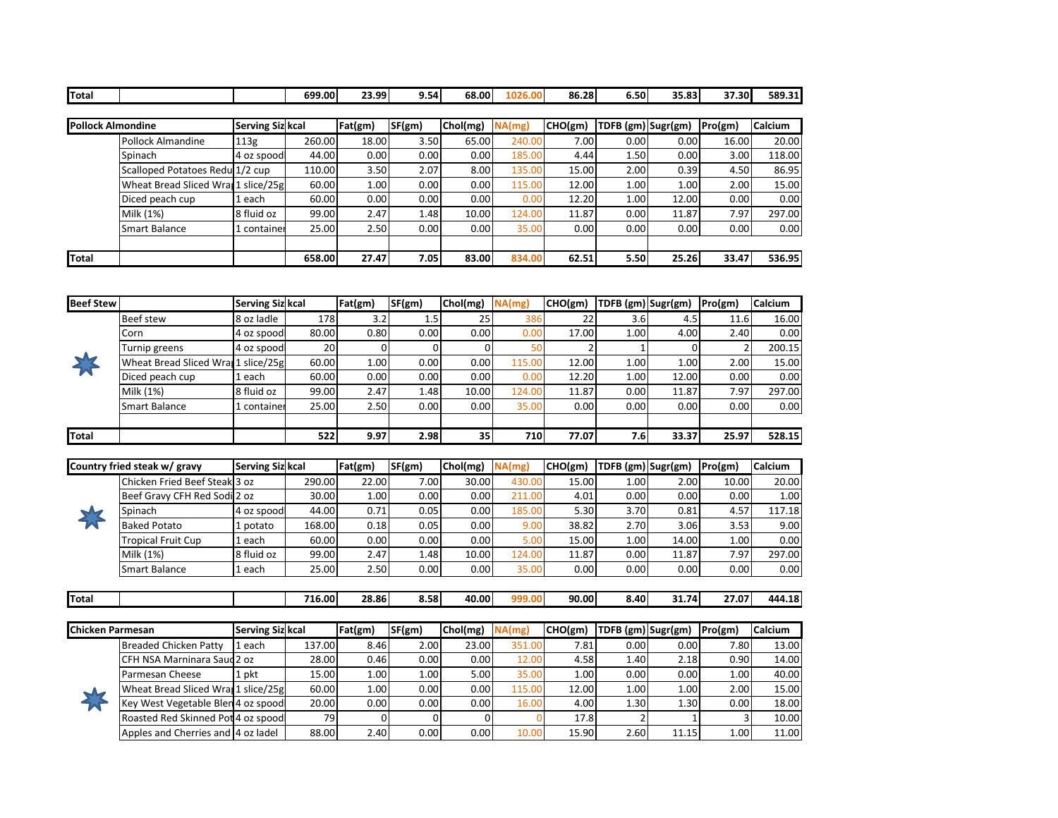| Total | | | 699.00 | 23.99 | 9.54 | 68.00 | 1026.00 | 86.28 | 6.50 | 35.83 | 37.30 | 589.31 |
|---|---|---|---|---|---|---|---|---|---|---|---|---|

| Pollock Almondine | | Serving Siz | kcal | Fat(gm) | SF(gm) | Chol(mg) | NA(mg) | CHO(gm) | TDFB (gm) | Sugr(gm) | Pro(gm) | Calcium |
|---|---|---|---|---|---|---|---|---|---|---|---|---|
| | Pollock Almandine | 113g | 260.00 | 18.00 | 3.50 | 65.00 | 240.00 | 7.00 | 0.00 | 0.00 | 16.00 | 20.00 |
| | Spinach | 4 oz spood | 44.00 | 0.00 | 0.00 | 0.00 | 185.00 | 4.44 | 1.50 | 0.00 | 3.00 | 118.00 |
| | Scalloped Potatoes Redu | 1/2 cup | 110.00 | 3.50 | 2.07 | 8.00 | 135.00 | 15.00 | 2.00 | 0.39 | 4.50 | 86.95 |
| | Wheat Bread Sliced Wra | 1 slice/25g | 60.00 | 1.00 | 0.00 | 0.00 | 115.00 | 12.00 | 1.00 | 1.00 | 2.00 | 15.00 |
| | Diced peach cup | 1 each | 60.00 | 0.00 | 0.00 | 0.00 | 0.00 | 12.20 | 1.00 | 12.00 | 0.00 | 0.00 |
| | Milk (1%) | 8 fluid oz | 99.00 | 2.47 | 1.48 | 10.00 | 124.00 | 11.87 | 0.00 | 11.87 | 7.97 | 297.00 |
| | Smart Balance | 1 container | 25.00 | 2.50 | 0.00 | 0.00 | 35.00 | 0.00 | 0.00 | 0.00 | 0.00 | 0.00 |
| | | | | | | | | | | | | |
| Total | | | 658.00 | 27.47 | 7.05 | 83.00 | 834.00 | 62.51 | 5.50 | 25.26 | 33.47 | 536.95 |

| Beef Stew | | Serving Siz | kcal | Fat(gm) | SF(gm) | Chol(mg) | NA(mg) | CHO(gm) | TDFB (gm) | Sugr(gm) | Pro(gm) | Calcium |
|---|---|---|---|---|---|---|---|---|---|---|---|---|
| | Beef stew | 8 oz ladle | 178 | 3.2 | 1.5 | 25 | 386 | 22 | 3.6 | 4.5 | 11.6 | 16.00 |
| | Corn | 4 oz spood | 80.00 | 0.80 | 0.00 | 0.00 | 0.00 | 17.00 | 1.00 | 4.00 | 2.40 | 0.00 |
| | Turnip greens | 4 oz spood | 20 | 0 | 0 | 0 | 50 | 2 | 1 | 0 | 2 | 200.15 |
| | Wheat Bread Sliced Wra | 1 slice/25g | 60.00 | 1.00 | 0.00 | 0.00 | 115.00 | 12.00 | 1.00 | 1.00 | 2.00 | 15.00 |
| | Diced peach cup | 1 each | 60.00 | 0.00 | 0.00 | 0.00 | 0.00 | 12.20 | 1.00 | 12.00 | 0.00 | 0.00 |
| | Milk (1%) | 8 fluid oz | 99.00 | 2.47 | 1.48 | 10.00 | 124.00 | 11.87 | 0.00 | 11.87 | 7.97 | 297.00 |
| | Smart Balance | 1 container | 25.00 | 2.50 | 0.00 | 0.00 | 35.00 | 0.00 | 0.00 | 0.00 | 0.00 | 0.00 |
| | | | | | | | | | | | | |
| Total | | | 522 | 9.97 | 2.98 | 35 | 710 | 77.07 | 7.6 | 33.37 | 25.97 | 528.15 |

| Country fried steak w/ gravy | | Serving Siz | kcal | Fat(gm) | SF(gm) | Chol(mg) | NA(mg) | CHO(gm) | TDFB (gm) | Sugr(gm) | Pro(gm) | Calcium |
|---|---|---|---|---|---|---|---|---|---|---|---|---|
| | Chicken Fried Beef Steak | 3 oz | 290.00 | 22.00 | 7.00 | 30.00 | 430.00 | 15.00 | 1.00 | 2.00 | 10.00 | 20.00 |
| | Beef Gravy CFH Red Sodi | 2 oz | 30.00 | 1.00 | 0.00 | 0.00 | 211.00 | 4.01 | 0.00 | 0.00 | 0.00 | 1.00 |
| | Spinach | 4 oz spood | 44.00 | 0.71 | 0.05 | 0.00 | 185.00 | 5.30 | 3.70 | 0.81 | 4.57 | 117.18 |
| | Baked Potato | 1 potato | 168.00 | 0.18 | 0.05 | 0.00 | 9.00 | 38.82 | 2.70 | 3.06 | 3.53 | 9.00 |
| | Tropical Fruit Cup | 1 each | 60.00 | 0.00 | 0.00 | 0.00 | 5.00 | 15.00 | 1.00 | 14.00 | 1.00 | 0.00 |
| | Milk (1%) | 8 fluid oz | 99.00 | 2.47 | 1.48 | 10.00 | 124.00 | 11.87 | 0.00 | 11.87 | 7.97 | 297.00 |
| | Smart Balance | 1 each | 25.00 | 2.50 | 0.00 | 0.00 | 35.00 | 0.00 | 0.00 | 0.00 | 0.00 | 0.00 |
| | | | | | | | | | | | | |
| Total | | | 716.00 | 28.86 | 8.58 | 40.00 | 999.00 | 90.00 | 8.40 | 31.74 | 27.07 | 444.18 |

| Chicken Parmesan | | Serving Siz | kcal | Fat(gm) | SF(gm) | Chol(mg) | NA(mg) | CHO(gm) | TDFB (gm) | Sugr(gm) | Pro(gm) | Calcium |
|---|---|---|---|---|---|---|---|---|---|---|---|---|
| | Breaded Chicken Patty | 1 each | 137.00 | 8.46 | 2.00 | 23.00 | 351.00 | 7.81 | 0.00 | 0.00 | 7.80 | 13.00 |
| | CFH NSA Marninara Sauc | 2 oz | 28.00 | 0.46 | 0.00 | 0.00 | 12.00 | 4.58 | 1.40 | 2.18 | 0.90 | 14.00 |
| | Parmesan Cheese | 1 pkt | 15.00 | 1.00 | 1.00 | 5.00 | 35.00 | 1.00 | 0.00 | 0.00 | 1.00 | 40.00 |
| | Wheat Bread Sliced Wra | 1 slice/25g | 60.00 | 1.00 | 0.00 | 0.00 | 115.00 | 12.00 | 1.00 | 1.00 | 2.00 | 15.00 |
| | Key West Vegetable Blen | 4 oz spood | 20.00 | 0.00 | 0.00 | 0.00 | 16.00 | 4.00 | 1.30 | 1.30 | 0.00 | 18.00 |
| | Roasted Red Skinned Pot | 4 oz spood | 79 | 0 | 0 | 0 | 0 | 17.8 | 2 | 1 | 3 | 10.00 |
| | Apples and Cherries and | 4 oz ladel | 88.00 | 2.40 | 0.00 | 0.00 | 10.00 | 15.90 | 2.60 | 11.15 | 1.00 | 11.00 |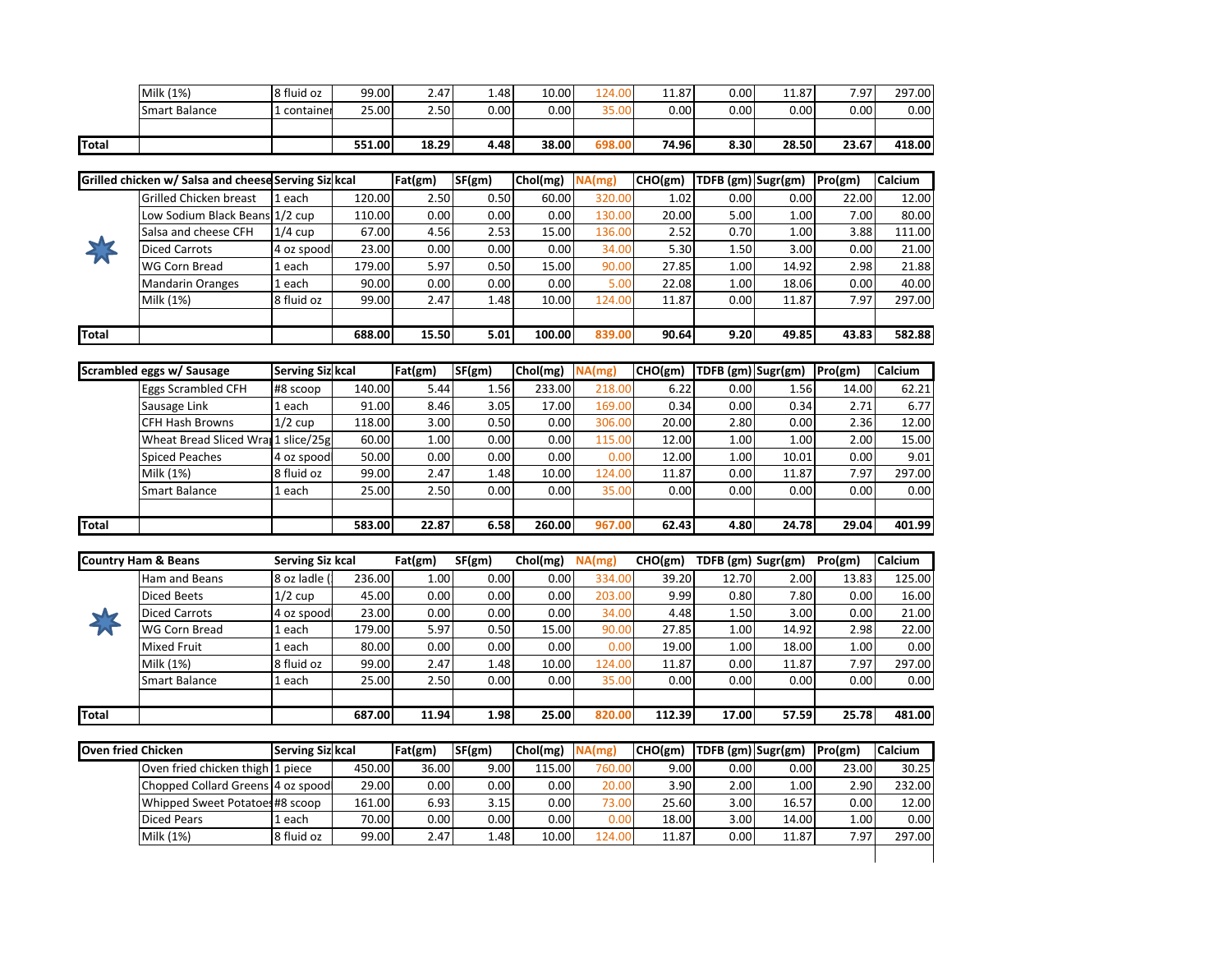| | | | | | | | | | | | |
|---|---|---|---|---|---|---|---|---|---|---|---|
| | Milk (1%) | 8 fluid oz | 99.00 | 2.47 | 1.48 | 10.00 | 124.00 | 11.87 | 0.00 | 11.87 | 7.97 | 297.00 |
| | Smart Balance | 1 container | 25.00 | 2.50 | 0.00 | 0.00 | 35.00 | 0.00 | 0.00 | 0.00 | 0.00 | 0.00 |
| | | | | | | | | | | | | |
| **Total** | | | **551.00** | **18.29** | **4.48** | **38.00** | **698.00** | **74.96** | **8.30** | **28.50** | **23.67** | **418.00** |

| Grilled chicken w/ Salsa and cheese | | Serving Siz | kcal | Fat(gm) | SF(gm) | Chol(mg) | NA(mg) | CHO(gm) | TDFB (gm) | Sugr(gm) | Pro(gm) | Calcium |
|---|---|---|---|---|---|---|---|---|---|---|---|---|
| | Grilled Chicken breast | 1 each | 120.00 | 2.50 | 0.50 | 60.00 | 320.00 | 1.02 | 0.00 | 0.00 | 22.00 | 12.00 |
| | Low Sodium Black Beans | 1/2 cup | 110.00 | 0.00 | 0.00 | 0.00 | 130.00 | 20.00 | 5.00 | 1.00 | 7.00 | 80.00 |
| | Salsa and cheese CFH | 1/4 cup | 67.00 | 4.56 | 2.53 | 15.00 | 136.00 | 2.52 | 0.70 | 1.00 | 3.88 | 111.00 |
| | Diced Carrots | 4 oz spood | 23.00 | 0.00 | 0.00 | 0.00 | 34.00 | 5.30 | 1.50 | 3.00 | 0.00 | 21.00 |
| | WG Corn Bread | 1 each | 179.00 | 5.97 | 0.50 | 15.00 | 90.00 | 27.85 | 1.00 | 14.92 | 2.98 | 21.88 |
| | Mandarin Oranges | 1 each | 90.00 | 0.00 | 0.00 | 0.00 | 5.00 | 22.08 | 1.00 | 18.06 | 0.00 | 40.00 |
| | Milk (1%) | 8 fluid oz | 99.00 | 2.47 | 1.48 | 10.00 | 124.00 | 11.87 | 0.00 | 11.87 | 7.97 | 297.00 |
| | | | | | | | | | | | | |
| **Total** | | | **688.00** | **15.50** | **5.01** | **100.00** | **839.00** | **90.64** | **9.20** | **49.85** | **43.83** | **582.88** |

| Scrambled eggs w/ Sausage | | Serving Siz | kcal | Fat(gm) | SF(gm) | Chol(mg) | NA(mg) | CHO(gm) | TDFB (gm) | Sugr(gm) | Pro(gm) | Calcium |
|---|---|---|---|---|---|---|---|---|---|---|---|---|
| | Eggs Scrambled CFH | #8 scoop | 140.00 | 5.44 | 1.56 | 233.00 | 218.00 | 6.22 | 0.00 | 1.56 | 14.00 | 62.21 |
| | Sausage Link | 1 each | 91.00 | 8.46 | 3.05 | 17.00 | 169.00 | 0.34 | 0.00 | 0.34 | 2.71 | 6.77 |
| | CFH Hash Browns | 1/2 cup | 118.00 | 3.00 | 0.50 | 0.00 | 306.00 | 20.00 | 2.80 | 0.00 | 2.36 | 12.00 |
| | Wheat Bread Sliced Wrap | 1 slice/25g | 60.00 | 1.00 | 0.00 | 0.00 | 115.00 | 12.00 | 1.00 | 1.00 | 2.00 | 15.00 |
| | Spiced Peaches | 4 oz spood | 50.00 | 0.00 | 0.00 | 0.00 | 0.00 | 12.00 | 1.00 | 10.01 | 0.00 | 9.01 |
| | Milk (1%) | 8 fluid oz | 99.00 | 2.47 | 1.48 | 10.00 | 124.00 | 11.87 | 0.00 | 11.87 | 7.97 | 297.00 |
| | Smart Balance | 1 each | 25.00 | 2.50 | 0.00 | 0.00 | 35.00 | 0.00 | 0.00 | 0.00 | 0.00 | 0.00 |
| | | | | | | | | | | | | |
| **Total** | | | **583.00** | **22.87** | **6.58** | **260.00** | **967.00** | **62.43** | **4.80** | **24.78** | **29.04** | **401.99** |

| Country Ham & Beans | | Serving Siz | kcal | Fat(gm) | SF(gm) | Chol(mg) | NA(mg) | CHO(gm) | TDFB (gm) | Sugr(gm) | Pro(gm) | Calcium |
|---|---|---|---|---|---|---|---|---|---|---|---|---|
| | Ham and Beans | 8 oz ladle ( | 236.00 | 1.00 | 0.00 | 0.00 | 334.00 | 39.20 | 12.70 | 2.00 | 13.83 | 125.00 |
| | Diced Beets | 1/2 cup | 45.00 | 0.00 | 0.00 | 0.00 | 203.00 | 9.99 | 0.80 | 7.80 | 0.00 | 16.00 |
| | Diced Carrots | 4 oz spood | 23.00 | 0.00 | 0.00 | 0.00 | 34.00 | 4.48 | 1.50 | 3.00 | 0.00 | 21.00 |
| | WG Corn Bread | 1 each | 179.00 | 5.97 | 0.50 | 15.00 | 90.00 | 27.85 | 1.00 | 14.92 | 2.98 | 22.00 |
| | Mixed Fruit | 1 each | 80.00 | 0.00 | 0.00 | 0.00 | 0.00 | 19.00 | 1.00 | 18.00 | 1.00 | 0.00 |
| | Milk (1%) | 8 fluid oz | 99.00 | 2.47 | 1.48 | 10.00 | 124.00 | 11.87 | 0.00 | 11.87 | 7.97 | 297.00 |
| | Smart Balance | 1 each | 25.00 | 2.50 | 0.00 | 0.00 | 35.00 | 0.00 | 0.00 | 0.00 | 0.00 | 0.00 |
| | | | | | | | | | | | | |
| **Total** | | | **687.00** | **11.94** | **1.98** | **25.00** | **820.00** | **112.39** | **17.00** | **57.59** | **25.78** | **481.00** |

| Oven fried Chicken | | Serving Siz | kcal | Fat(gm) | SF(gm) | Chol(mg) | NA(mg) | CHO(gm) | TDFB (gm) | Sugr(gm) | Pro(gm) | Calcium |
|---|---|---|---|---|---|---|---|---|---|---|---|---|
| | Oven fried chicken thigh | 1 piece | 450.00 | 36.00 | 9.00 | 115.00 | 760.00 | 9.00 | 0.00 | 0.00 | 23.00 | 30.25 |
| | Chopped Collard Greens | 4 oz spood | 29.00 | 0.00 | 0.00 | 0.00 | 20.00 | 3.90 | 2.00 | 1.00 | 2.90 | 232.00 |
| | Whipped Sweet Potatoes | #8 scoop | 161.00 | 6.93 | 3.15 | 0.00 | 73.00 | 25.60 | 3.00 | 16.57 | 0.00 | 12.00 |
| | Diced Pears | 1 each | 70.00 | 0.00 | 0.00 | 0.00 | 0.00 | 18.00 | 3.00 | 14.00 | 1.00 | 0.00 |
| | Milk (1%) | 8 fluid oz | 99.00 | 2.47 | 1.48 | 10.00 | 124.00 | 11.87 | 0.00 | 11.87 | 7.97 | 297.00 |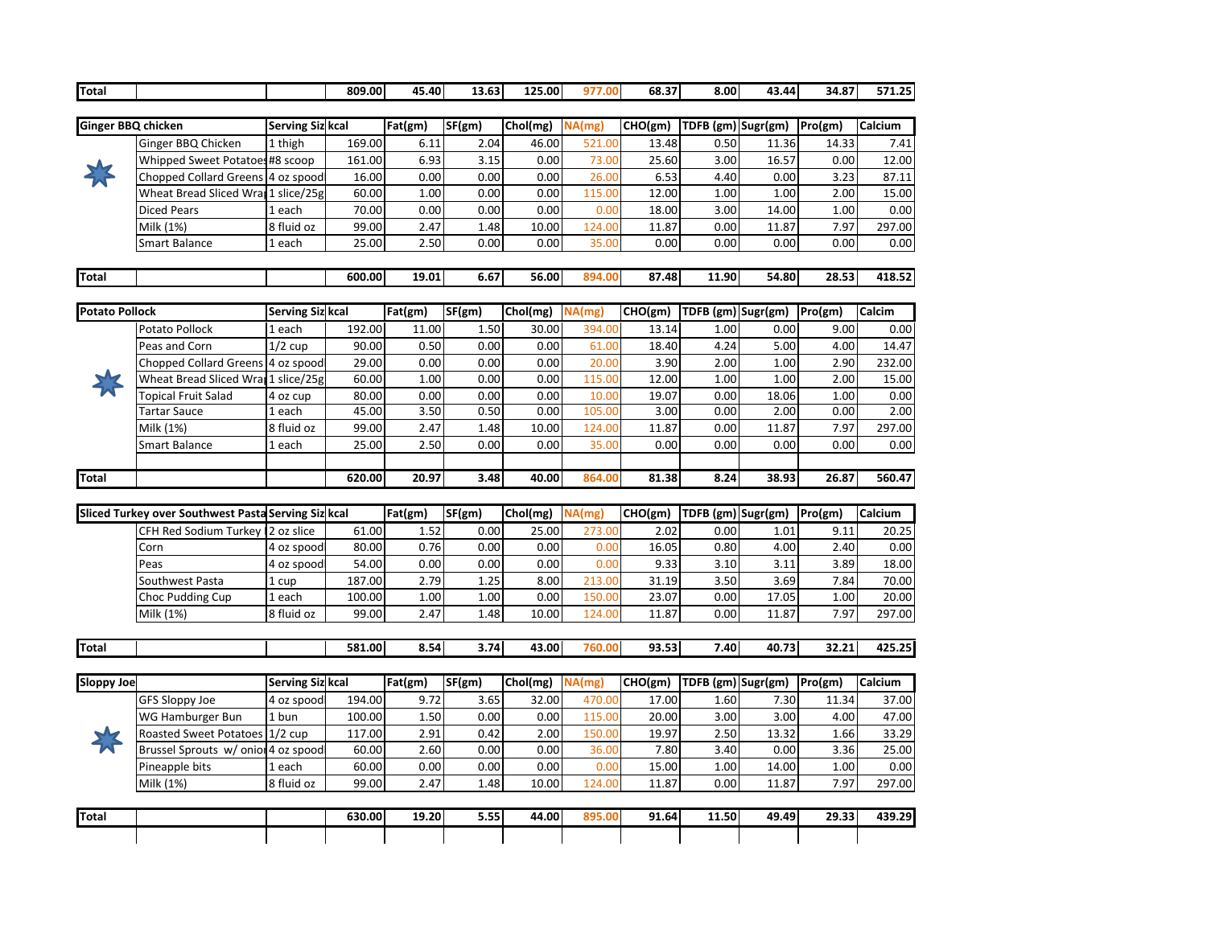| Total | | | 809.00 | 45.40 | 13.63 | 125.00 | 977.00 | 68.37 | 8.00 | 43.44 | 34.87 | 571.25 |
|---|---|---|---|---|---|---|---|---|---|---|---|---|

| Ginger BBQ chicken | | Serving Siz | kcal | Fat(gm) | SF(gm) | Chol(mg) | NA(mg) | CHO(gm) | TDFB (gm) | Sugr(gm) | Pro(gm) | Calcium |
|---|---|---|---|---|---|---|---|---|---|---|---|---|
| | Ginger BBQ Chicken | 1 thigh | 169.00 | 6.11 | 2.04 | 46.00 | 521.00 | 13.48 | 0.50 | 11.36 | 14.33 | 7.41 |
| | Whipped Sweet Potatoes | #8 scoop | 161.00 | 6.93 | 3.15 | 0.00 | 73.00 | 25.60 | 3.00 | 16.57 | 0.00 | 12.00 |
| | Chopped Collard Greens | 4 oz spood | 16.00 | 0.00 | 0.00 | 0.00 | 26.00 | 6.53 | 4.40 | 0.00 | 3.23 | 87.11 |
| | Wheat Bread Sliced Wra | 1 slice/25g | 60.00 | 1.00 | 0.00 | 0.00 | 115.00 | 12.00 | 1.00 | 1.00 | 2.00 | 15.00 |
| | Diced Pears | 1 each | 70.00 | 0.00 | 0.00 | 0.00 | 0.00 | 18.00 | 3.00 | 14.00 | 1.00 | 0.00 |
| | Milk (1%) | 8 fluid oz | 99.00 | 2.47 | 1.48 | 10.00 | 124.00 | 11.87 | 0.00 | 11.87 | 7.97 | 297.00 |
| | Smart Balance | 1 each | 25.00 | 2.50 | 0.00 | 0.00 | 35.00 | 0.00 | 0.00 | 0.00 | 0.00 | 0.00 |
| Total | | | 600.00 | 19.01 | 6.67 | 56.00 | 894.00 | 87.48 | 11.90 | 54.80 | 28.53 | 418.52 |

| Potato Pollock | | Serving Siz | kcal | Fat(gm) | SF(gm) | Chol(mg) | NA(mg) | CHO(gm) | TDFB (gm) | Sugr(gm) | Pro(gm) | Calcim |
|---|---|---|---|---|---|---|---|---|---|---|---|---|
| | Potato Pollock | 1 each | 192.00 | 11.00 | 1.50 | 30.00 | 394.00 | 13.14 | 1.00 | 0.00 | 9.00 | 0.00 |
| | Peas and Corn | 1/2 cup | 90.00 | 0.50 | 0.00 | 0.00 | 61.00 | 18.40 | 4.24 | 5.00 | 4.00 | 14.47 |
| | Chopped Collard Greens | 4 oz spood | 29.00 | 0.00 | 0.00 | 0.00 | 20.00 | 3.90 | 2.00 | 1.00 | 2.90 | 232.00 |
| | Wheat Bread Sliced Wra | 1 slice/25g | 60.00 | 1.00 | 0.00 | 0.00 | 115.00 | 12.00 | 1.00 | 1.00 | 2.00 | 15.00 |
| | Topical Fruit Salad | 4 oz cup | 80.00 | 0.00 | 0.00 | 0.00 | 10.00 | 19.07 | 0.00 | 18.06 | 1.00 | 0.00 |
| | Tartar Sauce | 1 each | 45.00 | 3.50 | 0.50 | 0.00 | 105.00 | 3.00 | 0.00 | 2.00 | 0.00 | 2.00 |
| | Milk (1%) | 8 fluid oz | 99.00 | 2.47 | 1.48 | 10.00 | 124.00 | 11.87 | 0.00 | 11.87 | 7.97 | 297.00 |
| | Smart Balance | 1 each | 25.00 | 2.50 | 0.00 | 0.00 | 35.00 | 0.00 | 0.00 | 0.00 | 0.00 | 0.00 |
| Total | | | 620.00 | 20.97 | 3.48 | 40.00 | 864.00 | 81.38 | 8.24 | 38.93 | 26.87 | 560.47 |

| Sliced Turkey over Southwest Pasta | | Serving Siz | kcal | Fat(gm) | SF(gm) | Chol(mg) | NA(mg) | CHO(gm) | TDFB (gm) | Sugr(gm) | Pro(gm) | Calcium |
|---|---|---|---|---|---|---|---|---|---|---|---|---|
| | CFH Red Sodium Turkey | 2 oz slice | 61.00 | 1.52 | 0.00 | 25.00 | 273.00 | 2.02 | 0.00 | 1.01 | 9.11 | 20.25 |
| | Corn | 4 oz spood | 80.00 | 0.76 | 0.00 | 0.00 | 0.00 | 16.05 | 0.80 | 4.00 | 2.40 | 0.00 |
| | Peas | 4 oz spood | 54.00 | 0.00 | 0.00 | 0.00 | 0.00 | 9.33 | 3.10 | 3.11 | 3.89 | 18.00 |
| | Southwest Pasta | 1 cup | 187.00 | 2.79 | 1.25 | 8.00 | 213.00 | 31.19 | 3.50 | 3.69 | 7.84 | 70.00 |
| | Choc Pudding Cup | 1 each | 100.00 | 1.00 | 1.00 | 0.00 | 150.00 | 23.07 | 0.00 | 17.05 | 1.00 | 20.00 |
| | Milk (1%) | 8 fluid oz | 99.00 | 2.47 | 1.48 | 10.00 | 124.00 | 11.87 | 0.00 | 11.87 | 7.97 | 297.00 |
| Total | | | 581.00 | 8.54 | 3.74 | 43.00 | 760.00 | 93.53 | 7.40 | 40.73 | 32.21 | 425.25 |

| Sloppy Joe | | Serving Siz | kcal | Fat(gm) | SF(gm) | Chol(mg) | NA(mg) | CHO(gm) | TDFB (gm) | Sugr(gm) | Pro(gm) | Calcium |
|---|---|---|---|---|---|---|---|---|---|---|---|---|
| | GFS Sloppy Joe | 4 oz spood | 194.00 | 9.72 | 3.65 | 32.00 | 470.00 | 17.00 | 1.60 | 7.30 | 11.34 | 37.00 |
| | WG Hamburger Bun | 1 bun | 100.00 | 1.50 | 0.00 | 0.00 | 115.00 | 20.00 | 3.00 | 3.00 | 4.00 | 47.00 |
| | Roasted Sweet Potatoes | 1/2 cup | 117.00 | 2.91 | 0.42 | 2.00 | 150.00 | 19.97 | 2.50 | 13.32 | 1.66 | 33.29 |
| | Brussel Sprouts w/ onio | 4 oz spood | 60.00 | 2.60 | 0.00 | 0.00 | 36.00 | 7.80 | 3.40 | 0.00 | 3.36 | 25.00 |
| | Pineapple bits | 1 each | 60.00 | 0.00 | 0.00 | 0.00 | 0.00 | 15.00 | 1.00 | 14.00 | 1.00 | 0.00 |
| | Milk (1%) | 8 fluid oz | 99.00 | 2.47 | 1.48 | 10.00 | 124.00 | 11.87 | 0.00 | 11.87 | 7.97 | 297.00 |
| Total | | | 630.00 | 19.20 | 5.55 | 44.00 | 895.00 | 91.64 | 11.50 | 49.49 | 29.33 | 439.29 |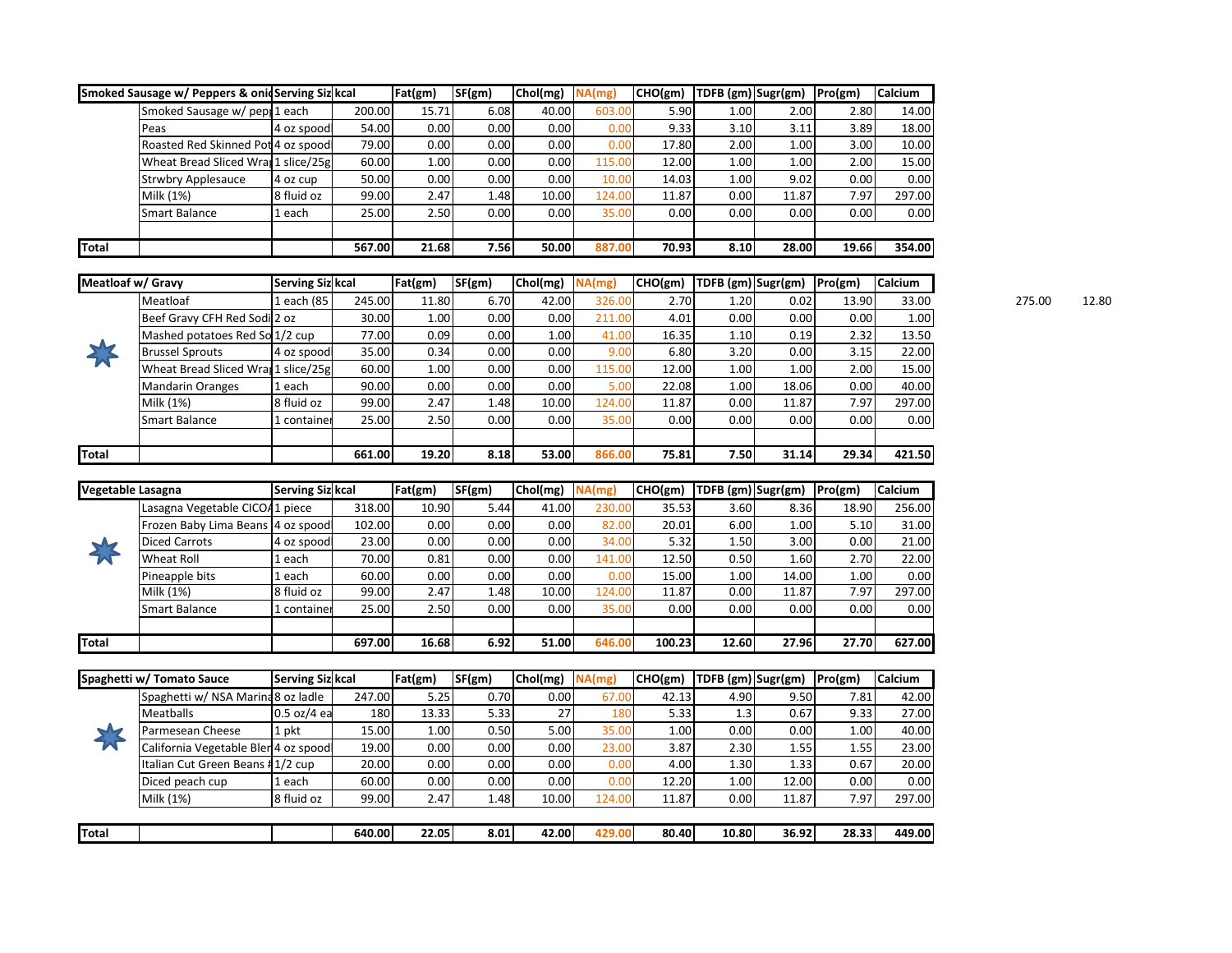| Smoked Sausage w/ Peppers & onid | | Serving Siz | kcal | Fat(gm) | SF(gm) | Chol(mg) | NA(mg) | CHO(gm) | TDFB (gm) | Sugr(gm) | Pro(gm) | Calcium |
|---|---|---|---|---|---|---|---|---|---|---|---|---|
| | Smoked Sausage w/ pep | 1 each | 200.00 | 15.71 | 6.08 | 40.00 | 603.00 | 5.90 | 1.00 | 2.00 | 2.80 | 14.00 |
| | Peas | 4 oz spood | 54.00 | 0.00 | 0.00 | 0.00 | 0.00 | 9.33 | 3.10 | 3.11 | 3.89 | 18.00 |
| | Roasted Red Skinned Pot | 4 oz spood | 79.00 | 0.00 | 0.00 | 0.00 | 0.00 | 17.80 | 2.00 | 1.00 | 3.00 | 10.00 |
| | Wheat Bread Sliced Wra | 1 slice/25g | 60.00 | 1.00 | 0.00 | 0.00 | 115.00 | 12.00 | 1.00 | 1.00 | 2.00 | 15.00 |
| | Strwbry Applesauce | 4 oz cup | 50.00 | 0.00 | 0.00 | 0.00 | 10.00 | 14.03 | 1.00 | 9.02 | 0.00 | 0.00 |
| | Milk (1%) | 8 fluid oz | 99.00 | 2.47 | 1.48 | 10.00 | 124.00 | 11.87 | 0.00 | 11.87 | 7.97 | 297.00 |
| | Smart Balance | 1 each | 25.00 | 2.50 | 0.00 | 0.00 | 35.00 | 0.00 | 0.00 | 0.00 | 0.00 | 0.00 |
| | | | | | | | | | | | | |
| **Total** | | | **567.00** | **21.68** | **7.56** | **50.00** | **887.00** | **70.93** | **8.10** | **28.00** | **19.66** | **354.00** |

| Meatloaf w/ Gravy | | Serving Siz | kcal | Fat(gm) | SF(gm) | Chol(mg) | NA(mg) | CHO(gm) | TDFB (gm) | Sugr(gm) | Pro(gm) | Calcium | | |
|---|---|---|---|---|---|---|---|---|---|---|---|---|---|---|
| | Meatloaf | 1 each (85 | 245.00 | 11.80 | 6.70 | 42.00 | 326.00 | 2.70 | 1.20 | 0.02 | 13.90 | 33.00 | 275.00 | 12.80 |
| | Beef Gravy CFH Red Sodi | 2 oz | 30.00 | 1.00 | 0.00 | 0.00 | 211.00 | 4.01 | 0.00 | 0.00 | 0.00 | 1.00 | | |
| | Mashed potatoes Red So | 1/2 cup | 77.00 | 0.09 | 0.00 | 1.00 | 41.00 | 16.35 | 1.10 | 0.19 | 2.32 | 13.50 | | |
| | Brussel Sprouts | 4 oz spood | 35.00 | 0.34 | 0.00 | 0.00 | 9.00 | 6.80 | 3.20 | 0.00 | 3.15 | 22.00 | | |
| | Wheat Bread Sliced Wra | 1 slice/25g | 60.00 | 1.00 | 0.00 | 0.00 | 115.00 | 12.00 | 1.00 | 1.00 | 2.00 | 15.00 | | |
| | Mandarin Oranges | 1 each | 90.00 | 0.00 | 0.00 | 0.00 | 5.00 | 22.08 | 1.00 | 18.06 | 0.00 | 40.00 | | |
| | Milk (1%) | 8 fluid oz | 99.00 | 2.47 | 1.48 | 10.00 | 124.00 | 11.87 | 0.00 | 11.87 | 7.97 | 297.00 | | |
| | Smart Balance | 1 container | 25.00 | 2.50 | 0.00 | 0.00 | 35.00 | 0.00 | 0.00 | 0.00 | 0.00 | 0.00 | | |
| | | | | | | | | | | | | | | |
| **Total** | | | **661.00** | **19.20** | **8.18** | **53.00** | **866.00** | **75.81** | **7.50** | **31.14** | **29.34** | **421.50** | | |

| Vegetable Lasagna | | Serving Siz | kcal | Fat(gm) | SF(gm) | Chol(mg) | NA(mg) | CHO(gm) | TDFB (gm) | Sugr(gm) | Pro(gm) | Calcium |
|---|---|---|---|---|---|---|---|---|---|---|---|---|
| | Lasagna Vegetable CICO | 1 piece | 318.00 | 10.90 | 5.44 | 41.00 | 230.00 | 35.53 | 3.60 | 8.36 | 18.90 | 256.00 |
| | Frozen Baby Lima Beans | 4 oz spood | 102.00 | 0.00 | 0.00 | 0.00 | 82.00 | 20.01 | 6.00 | 1.00 | 5.10 | 31.00 |
| | Diced Carrots | 4 oz spood | 23.00 | 0.00 | 0.00 | 0.00 | 34.00 | 5.32 | 1.50 | 3.00 | 0.00 | 21.00 |
| | Wheat Roll | 1 each | 70.00 | 0.81 | 0.00 | 0.00 | 141.00 | 12.50 | 0.50 | 1.60 | 2.70 | 22.00 |
| | Pineapple bits | 1 each | 60.00 | 0.00 | 0.00 | 0.00 | 0.00 | 15.00 | 1.00 | 14.00 | 1.00 | 0.00 |
| | Milk (1%) | 8 fluid oz | 99.00 | 2.47 | 1.48 | 10.00 | 124.00 | 11.87 | 0.00 | 11.87 | 7.97 | 297.00 |
| | Smart Balance | 1 container | 25.00 | 2.50 | 0.00 | 0.00 | 35.00 | 0.00 | 0.00 | 0.00 | 0.00 | 0.00 |
| | | | | | | | | | | | | |
| **Total** | | | **697.00** | **16.68** | **6.92** | **51.00** | **646.00** | **100.23** | **12.60** | **27.96** | **27.70** | **627.00** |

| Spaghetti w/ Tomato Sauce | | Serving Siz | kcal | Fat(gm) | SF(gm) | Chol(mg) | NA(mg) | CHO(gm) | TDFB (gm) | Sugr(gm) | Pro(gm) | Calcium |
|---|---|---|---|---|---|---|---|---|---|---|---|---|
| | Spaghetti w/ NSA Marina | 8 oz ladle | 247.00 | 5.25 | 0.70 | 0.00 | 67.00 | 42.13 | 4.90 | 9.50 | 7.81 | 42.00 |
| | Meatballs | 0.5 oz/4 ea | 180 | 13.33 | 5.33 | 27 | 180 | 5.33 | 1.3 | 0.67 | 9.33 | 27.00 |
| | Parmesean Cheese | 1 pkt | 15.00 | 1.00 | 0.50 | 5.00 | 35.00 | 1.00 | 0.00 | 0.00 | 1.00 | 40.00 |
| | California Vegetable Bler | 4 oz spood | 19.00 | 0.00 | 0.00 | 0.00 | 23.00 | 3.87 | 2.30 | 1.55 | 1.55 | 23.00 |
| | Italian Cut Green Beans | 1/2 cup | 20.00 | 0.00 | 0.00 | 0.00 | 0.00 | 4.00 | 1.30 | 1.33 | 0.67 | 20.00 |
| | Diced peach cup | 1 each | 60.00 | 0.00 | 0.00 | 0.00 | 0.00 | 12.20 | 1.00 | 12.00 | 0.00 | 0.00 |
| | Milk (1%) | 8 fluid oz | 99.00 | 2.47 | 1.48 | 10.00 | 124.00 | 11.87 | 0.00 | 11.87 | 7.97 | 297.00 |
| | | | | | | | | | | | | |
| **Total** | | | **640.00** | **22.05** | **8.01** | **42.00** | **429.00** | **80.40** | **10.80** | **36.92** | **28.33** | **449.00** |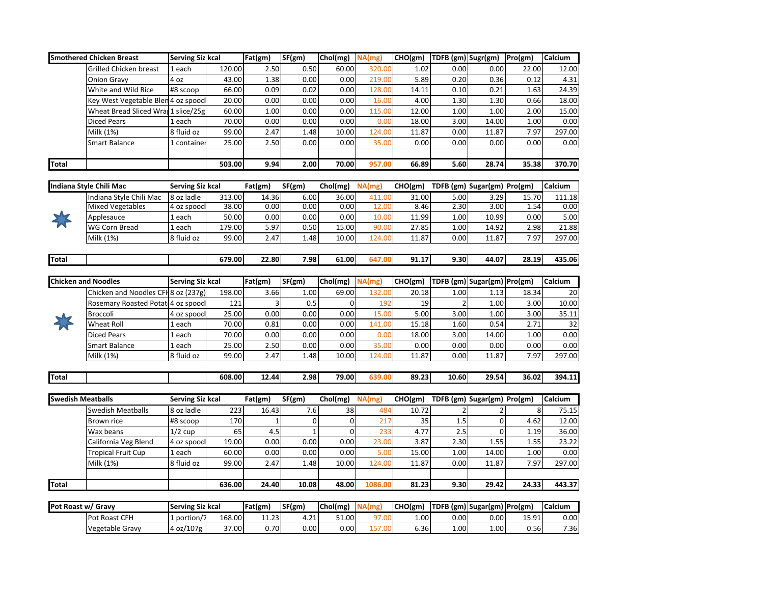| Smothered Chicken Breast | | Serving Siz | kcal | Fat(gm) | SF(gm) | Chol(mg) | NA(mg) | CHO(gm) | TDFB (gm) | Sugr(gm) | Pro(gm) | Calcium |
|---|---|---|---|---|---|---|---|---|---|---|---|---|
| | Grilled Chicken breast | 1 each | 120.00 | 2.50 | 0.50 | 60.00 | 320.00 | 1.02 | 0.00 | 0.00 | 22.00 | 12.00 |
| | Onion Gravy | 4 oz | 43.00 | 1.38 | 0.00 | 0.00 | 219.00 | 5.89 | 0.20 | 0.36 | 0.12 | 4.31 |
| | White and Wild Rice | #8 scoop | 66.00 | 0.09 | 0.02 | 0.00 | 128.00 | 14.11 | 0.10 | 0.21 | 1.63 | 24.39 |
| | Key West Vegetable Blen | 4 oz spood | 20.00 | 0.00 | 0.00 | 0.00 | 16.00 | 4.00 | 1.30 | 1.30 | 0.66 | 18.00 |
| | Wheat Bread Sliced Wra | 1 slice/25g | 60.00 | 1.00 | 0.00 | 0.00 | 115.00 | 12.00 | 1.00 | 1.00 | 2.00 | 15.00 |
| | Diced Pears | 1 each | 70.00 | 0.00 | 0.00 | 0.00 | 0.00 | 18.00 | 3.00 | 14.00 | 1.00 | 0.00 |
| | Milk (1%) | 8 fluid oz | 99.00 | 2.47 | 1.48 | 10.00 | 124.00 | 11.87 | 0.00 | 11.87 | 7.97 | 297.00 |
| | Smart Balance | 1 container | 25.00 | 2.50 | 0.00 | 0.00 | 35.00 | 0.00 | 0.00 | 0.00 | 0.00 | 0.00 |
| | | | | | | | | | | | | |
| **Total** | | | **503.00** | **9.94** | **2.00** | **70.00** | **957.00** | **66.89** | **5.60** | **28.74** | **35.38** | **370.70** |

| Indiana Style Chili Mac | | Serving Siz | kcal | Fat(gm) | SF(gm) | Chol(mg) | NA(mg) | CHO(gm) | TDFB (gm) | Sugar(gm) | Pro(gm) | Calcium |
|---|---|---|---|---|---|---|---|---|---|---|---|---|
| | Indiana Style Chili Mac | 8 oz ladle | 313.00 | 14.36 | 6.00 | 36.00 | 411.00 | 31.00 | 5.00 | 3.29 | 15.70 | 111.18 |
| | Mixed Vegetables | 4 oz spood | 38.00 | 0.00 | 0.00 | 0.00 | 12.00 | 8.46 | 2.30 | 3.00 | 1.54 | 0.00 |
| | Applesauce | 1 each | 50.00 | 0.00 | 0.00 | 0.00 | 10.00 | 11.99 | 1.00 | 10.99 | 0.00 | 5.00 |
| | WG Corn Bread | 1 each | 179.00 | 5.97 | 0.50 | 15.00 | 90.00 | 27.85 | 1.00 | 14.92 | 2.98 | 21.88 |
| | Milk (1%) | 8 fluid oz | 99.00 | 2.47 | 1.48 | 10.00 | 124.00 | 11.87 | 0.00 | 11.87 | 7.97 | 297.00 |
| **Total** | | | **679.00** | **22.80** | **7.98** | **61.00** | **647.00** | **91.17** | **9.30** | **44.07** | **28.19** | **435.06** |

| Chicken and Noodles | | Serving Siz | kcal | Fat(gm) | SF(gm) | Chol(mg) | NA(mg) | CHO(gm) | TDFB (gm) | Sugar(gm) | Pro(gm) | Calcium |
|---|---|---|---|---|---|---|---|---|---|---|---|---|
| | Chicken and Noodles CFH | 8 oz (237g) | 198.00 | 3.66 | 1.00 | 69.00 | 132.00 | 20.18 | 1.00 | 1.13 | 18.34 | 20 |
| | Rosemary Roasted Potat | 4 oz spood | 121 | 3 | 0.5 | 0 | 192 | 19 | 2 | 1.00 | 3.00 | 10.00 |
| | Broccoli | 4 oz spood | 25.00 | 0.00 | 0.00 | 0.00 | 15.00 | 5.00 | 3.00 | 1.00 | 3.00 | 35.11 |
| | Wheat Roll | 1 each | 70.00 | 0.81 | 0.00 | 0.00 | 141.00 | 15.18 | 1.60 | 0.54 | 2.71 | 32 |
| | Diced Pears | 1 each | 70.00 | 0.00 | 0.00 | 0.00 | 0.00 | 18.00 | 3.00 | 14.00 | 1.00 | 0.00 |
| | Smart Balance | 1 each | 25.00 | 2.50 | 0.00 | 0.00 | 35.00 | 0.00 | 0.00 | 0.00 | 0.00 | 0.00 |
| | Milk (1%) | 8 fluid oz | 99.00 | 2.47 | 1.48 | 10.00 | 124.00 | 11.87 | 0.00 | 11.87 | 7.97 | 297.00 |
| **Total** | | | **608.00** | **12.44** | **2.98** | **79.00** | **639.00** | **89.23** | **10.60** | **29.54** | **36.02** | **394.11** |

| Swedish Meatballs | | Serving Siz | kcal | Fat(gm) | SF(gm) | Chol(mg) | NA(mg) | CHO(gm) | TDFB (gm) | Sugar(gm) | Pro(gm) | Calcium |
|---|---|---|---|---|---|---|---|---|---|---|---|---|
| | Swedish Meatballs | 8 oz ladle | 223 | 16.43 | 7.6 | 38 | 484 | 10.72 | 2 | 2 | 8 | 75.15 |
| | Brown rice | #8 scoop | 170 | 1 | 0 | 0 | 217 | 35 | 1.5 | 0 | 4.62 | 12.00 |
| | Wax beans | 1/2 cup | 65 | 4.5 | 1 | 0 | 233 | 4.77 | 2.5 | 0 | 1.19 | 36.00 |
| | California Veg Blend | 4 oz spood | 19.00 | 0.00 | 0.00 | 0.00 | 23.00 | 3.87 | 2.30 | 1.55 | 1.55 | 23.22 |
| | Tropical Fruit Cup | 1 each | 60.00 | 0.00 | 0.00 | 0.00 | 5.00 | 15.00 | 1.00 | 14.00 | 1.00 | 0.00 |
| | Milk (1%) | 8 fluid oz | 99.00 | 2.47 | 1.48 | 10.00 | 124.00 | 11.87 | 0.00 | 11.87 | 7.97 | 297.00 |
| | | | | | | | | | | | | |
| **Total** | | | **636.00** | **24.40** | **10.08** | **48.00** | **1086.00** | **81.23** | **9.30** | **29.42** | **24.33** | **443.37** |

| Pot Roast w/ Gravy | | Serving Siz | kcal | Fat(gm) | SF(gm) | Chol(mg) | NA(mg) | CHO(gm) | TDFB (gm) | Sugar(gm) | Pro(gm) | Calcium |
|---|---|---|---|---|---|---|---|---|---|---|---|---|
| | Pot Roast CFH | 1 portion/7 | 168.00 | 11.23 | 4.21 | 51.00 | 97.00 | 1.00 | 0.00 | 0.00 | 15.91 | 0.00 |
| | Vegetable Gravy | 4 oz/107g | 37.00 | 0.70 | 0.00 | 0.00 | 157.00 | 6.36 | 1.00 | 1.00 | 0.56 | 7.36 |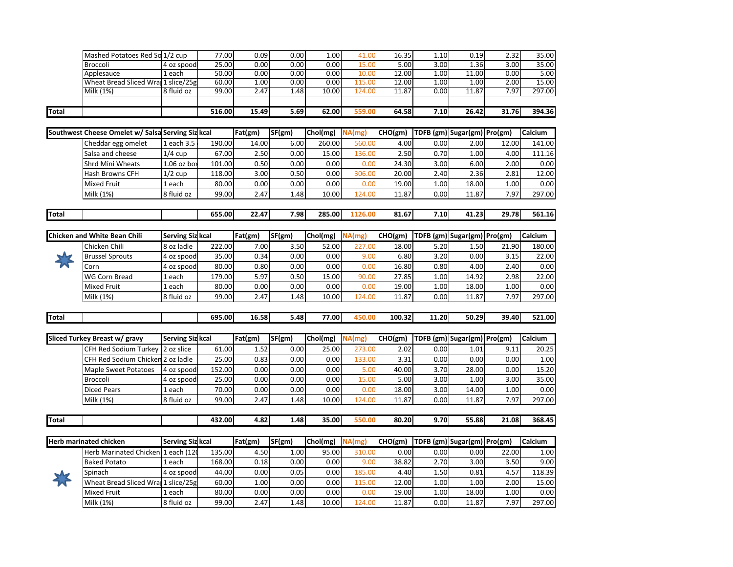| | | Serving Size | kcal | Fat(gm) | SF(gm) | Chol(mg) | NA(mg) | CHO(gm) | TDFB (gm) | Sugar(gm) | Pro(gm) | Calcium |
|---|---|---|---|---|---|---|---|---|---|---|---|---|
| | Mashed Potatoes Red So | 1/2 cup | 77.00 | 0.09 | 0.00 | 1.00 | 41.00 | 16.35 | 1.10 | 0.19 | 2.32 | 35.00 |
| | Broccoli | 4 oz spood | 25.00 | 0.00 | 0.00 | 0.00 | 15.00 | 5.00 | 3.00 | 1.36 | 3.00 | 35.00 |
| | Applesauce | 1 each | 50.00 | 0.00 | 0.00 | 0.00 | 10.00 | 12.00 | 1.00 | 11.00 | 0.00 | 5.00 |
| | Wheat Bread Sliced Wra | 1 slice/25g | 60.00 | 1.00 | 0.00 | 0.00 | 115.00 | 12.00 | 1.00 | 1.00 | 2.00 | 15.00 |
| | Milk (1%) | 8 fluid oz | 99.00 | 2.47 | 1.48 | 10.00 | 124.00 | 11.87 | 0.00 | 11.87 | 7.97 | 297.00 |
| | | | | | | | | | | | | |
| **Total** | | | **516.00** | **15.49** | **5.69** | **62.00** | **559.00** | **64.58** | **7.10** | **26.42** | **31.76** | **394.36** |

| Southwest Cheese Omelet w/ Salsa | | Serving Siz | kcal | Fat(gm) | SF(gm) | Chol(mg) | NA(mg) | CHO(gm) | TDFB (gm) | Sugar(gm) | Pro(gm) | Calcium |
|---|---|---|---|---|---|---|---|---|---|---|---|---|
| | Cheddar egg omelet | 1 each 3.5 | 190.00 | 14.00 | 6.00 | 260.00 | 560.00 | 4.00 | 0.00 | 2.00 | 12.00 | 141.00 |
| | Salsa and cheese | 1/4 cup | 67.00 | 2.50 | 0.00 | 15.00 | 136.00 | 2.50 | 0.70 | 1.00 | 4.00 | 111.16 |
| | Shrd Mini Wheats | 1.06 oz box | 101.00 | 0.50 | 0.00 | 0.00 | 0.00 | 24.30 | 3.00 | 6.00 | 2.00 | 0.00 |
| | Hash Browns CFH | 1/2 cup | 118.00 | 3.00 | 0.50 | 0.00 | 306.00 | 20.00 | 2.40 | 2.36 | 2.81 | 12.00 |
| | Mixed Fruit | 1 each | 80.00 | 0.00 | 0.00 | 0.00 | 0.00 | 19.00 | 1.00 | 18.00 | 1.00 | 0.00 |
| | Milk (1%) | 8 fluid oz | 99.00 | 2.47 | 1.48 | 10.00 | 124.00 | 11.87 | 0.00 | 11.87 | 7.97 | 297.00 |
| **Total** | | | **655.00** | **22.47** | **7.98** | **285.00** | **1126.00** | **81.67** | **7.10** | **41.23** | **29.78** | **561.16** |

| Chicken and White Bean Chili | | Serving Siz | kcal | Fat(gm) | SF(gm) | Chol(mg) | NA(mg) | CHO(gm) | TDFB (gm) | Sugar(gm) | Pro(gm) | Calcium |
|---|---|---|---|---|---|---|---|---|---|---|---|---|
| | Chicken Chili | 8 oz ladle | 222.00 | 7.00 | 3.50 | 52.00 | 227.00 | 18.00 | 5.20 | 1.50 | 21.90 | 180.00 |
| | Brussel Sprouts | 4 oz spood | 35.00 | 0.34 | 0.00 | 0.00 | 9.00 | 6.80 | 3.20 | 0.00 | 3.15 | 22.00 |
| | Corn | 4 oz spood | 80.00 | 0.80 | 0.00 | 0.00 | 0.00 | 16.80 | 0.80 | 4.00 | 2.40 | 0.00 |
| | WG Corn Bread | 1 each | 179.00 | 5.97 | 0.50 | 15.00 | 90.00 | 27.85 | 1.00 | 14.92 | 2.98 | 22.00 |
| | Mixed Fruit | 1 each | 80.00 | 0.00 | 0.00 | 0.00 | 0.00 | 19.00 | 1.00 | 18.00 | 1.00 | 0.00 |
| | Milk (1%) | 8 fluid oz | 99.00 | 2.47 | 1.48 | 10.00 | 124.00 | 11.87 | 0.00 | 11.87 | 7.97 | 297.00 |
| **Total** | | | **695.00** | **16.58** | **5.48** | **77.00** | **450.00** | **100.32** | **11.20** | **50.29** | **39.40** | **521.00** |

| Sliced Turkey Breast w/ gravy | | Serving Siz | kcal | Fat(gm) | SF(gm) | Chol(mg) | NA(mg) | CHO(gm) | TDFB (gm) | Sugar(gm) | Pro(gm) | Calcium |
|---|---|---|---|---|---|---|---|---|---|---|---|---|
| | CFH Red Sodium Turkey | 2 oz slice | 61.00 | 1.52 | 0.00 | 25.00 | 273.00 | 2.02 | 0.00 | 1.01 | 9.11 | 20.25 |
| | CFH Red Sodium Chicken | 2 oz ladle | 25.00 | 0.83 | 0.00 | 0.00 | 133.00 | 3.31 | 0.00 | 0.00 | 0.00 | 1.00 |
| | Maple Sweet Potatoes | 4 oz spood | 152.00 | 0.00 | 0.00 | 0.00 | 5.00 | 40.00 | 3.70 | 28.00 | 0.00 | 15.20 |
| | Broccoli | 4 oz spood | 25.00 | 0.00 | 0.00 | 0.00 | 15.00 | 5.00 | 3.00 | 1.00 | 3.00 | 35.00 |
| | Diced Pears | 1 each | 70.00 | 0.00 | 0.00 | 0.00 | 0.00 | 18.00 | 3.00 | 14.00 | 1.00 | 0.00 |
| | Milk (1%) | 8 fluid oz | 99.00 | 2.47 | 1.48 | 10.00 | 124.00 | 11.87 | 0.00 | 11.87 | 7.97 | 297.00 |
| **Total** | | | **432.00** | **4.82** | **1.48** | **35.00** | **550.00** | **80.20** | **9.70** | **55.88** | **21.08** | **368.45** |

| Herb marinated chicken | | Serving Siz | kcal | Fat(gm) | SF(gm) | Chol(mg) | NA(mg) | CHO(gm) | TDFB (gm) | Sugar(gm) | Pro(gm) | Calcium |
|---|---|---|---|---|---|---|---|---|---|---|---|---|
| | Herb Marinated Chicken | 1 each (126 | 135.00 | 4.50 | 1.00 | 95.00 | 310.00 | 0.00 | 0.00 | 0.00 | 22.00 | 1.00 |
| | Baked Potato | 1 each | 168.00 | 0.18 | 0.00 | 0.00 | 9.00 | 38.82 | 2.70 | 3.00 | 3.50 | 9.00 |
| | Spinach | 4 oz spood | 44.00 | 0.00 | 0.05 | 0.00 | 185.00 | 4.40 | 1.50 | 0.81 | 4.57 | 118.39 |
| | Wheat Bread Sliced Wra | 1 slice/25g | 60.00 | 1.00 | 0.00 | 0.00 | 115.00 | 12.00 | 1.00 | 1.00 | 2.00 | 15.00 |
| | Mixed Fruit | 1 each | 80.00 | 0.00 | 0.00 | 0.00 | 0.00 | 19.00 | 1.00 | 18.00 | 1.00 | 0.00 |
| | Milk (1%) | 8 fluid oz | 99.00 | 2.47 | 1.48 | 10.00 | 124.00 | 11.87 | 0.00 | 11.87 | 7.97 | 297.00 |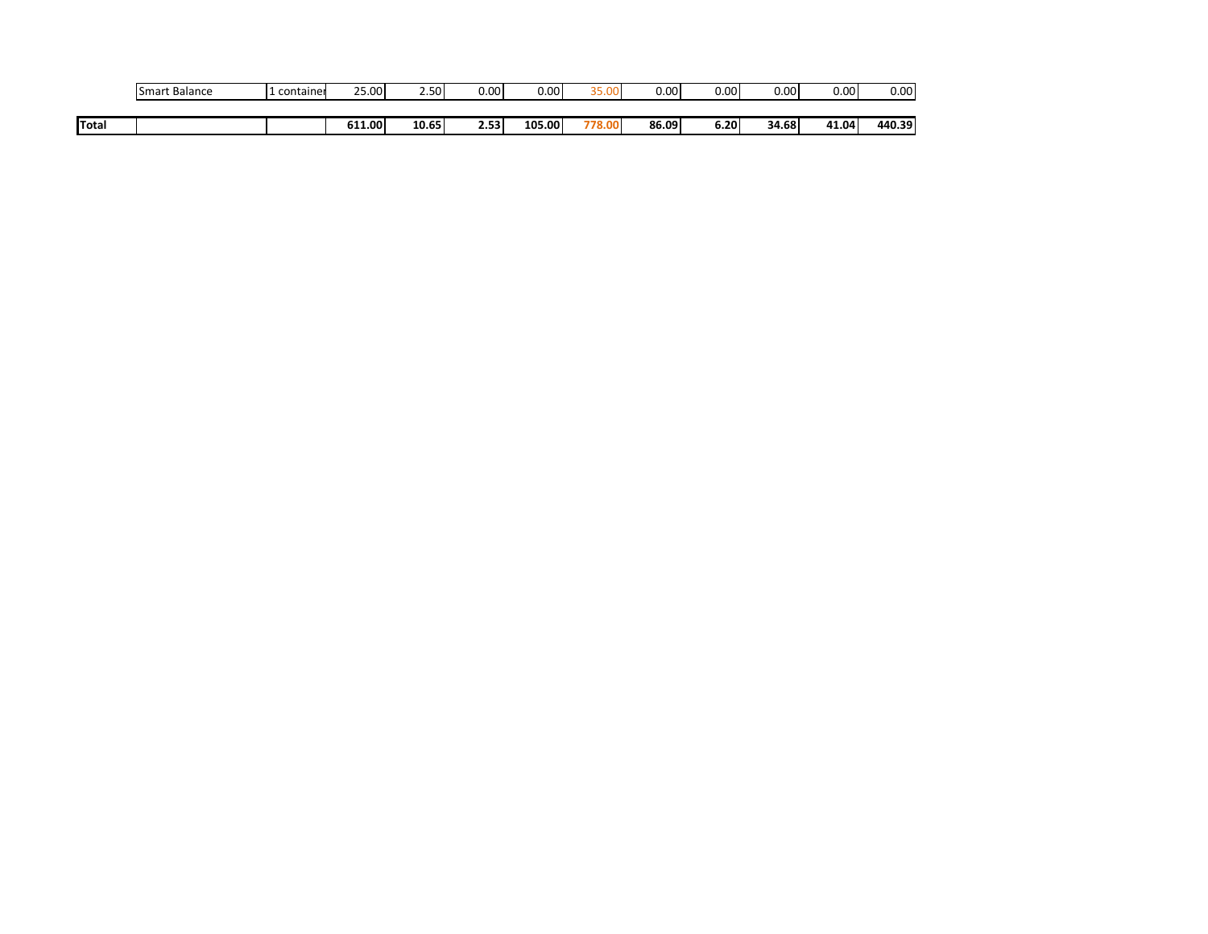| | | | | | | | | | | | | |
|---|---|---|---|---|---|---|---|---|---|---|---|---|
| | Smart Balance | 1 container | 25.00 | 2.50 | 0.00 | 0.00 | 35.00 | 0.00 | 0.00 | 0.00 | 0.00 | 0.00 |
| **Total** | | | **611.00** | **10.65** | **2.53** | **105.00** | **778.00** | **86.09** | **6.20** | **34.68** | **41.04** | **440.39** |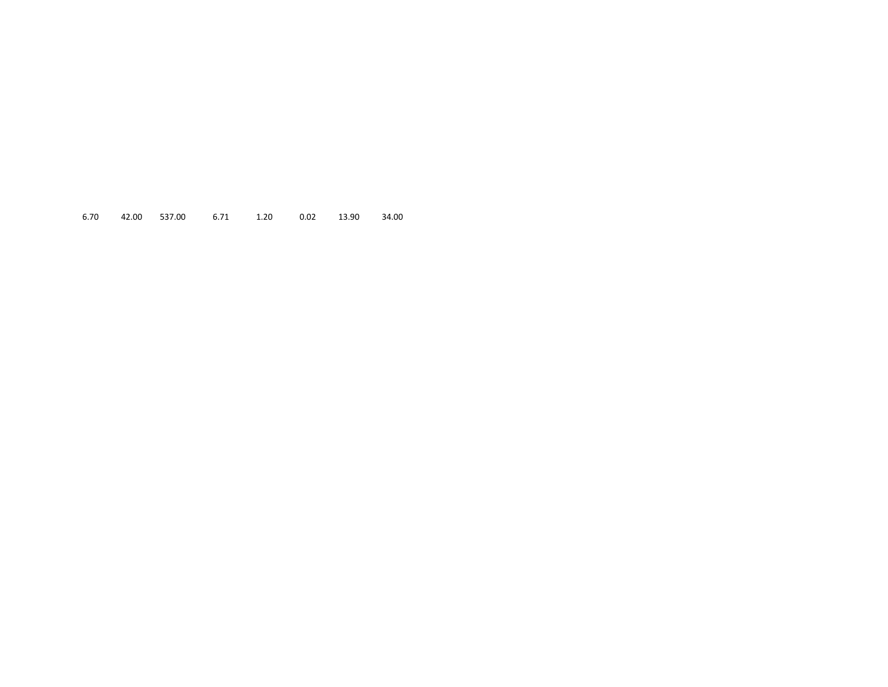| | | | | | | | |
|---|---|---|---|---|---|---|---|
| 6.70 | 42.00 | 537.00 | 6.71 | 1.20 | 0.02 | 13.90 | 34.00 |